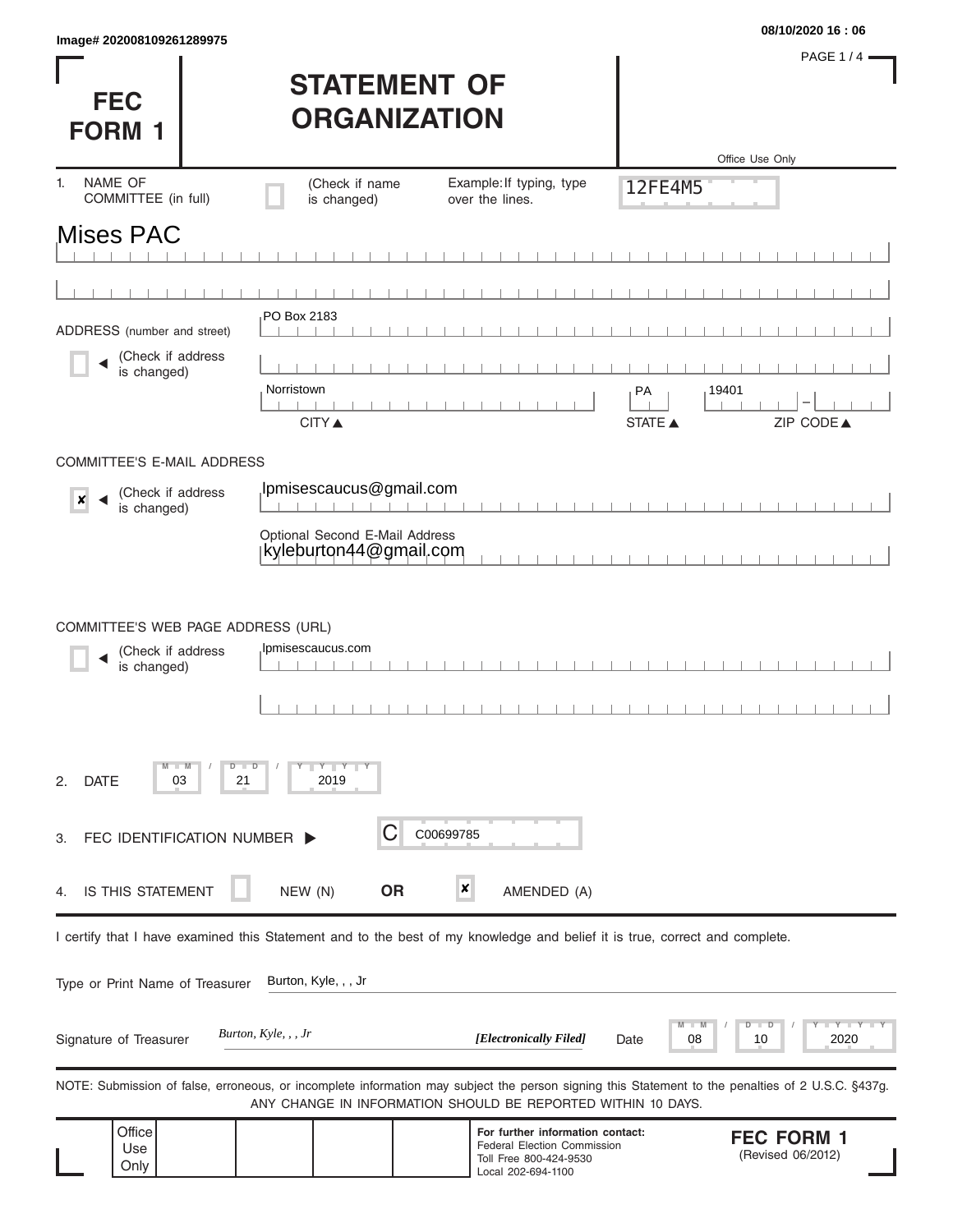Image# 202008109261289975

08/10/2020 16 : 06

# FEC FORM 1

# STATEMENT OF ORGANIZATION

Office Use Only

12FE4M5

1. NAME OF COMMITTEE (in full) ☐ (Check if name is changed) Example: If typing, type over the lines.

Mises PAC

ADDRESS (number and street) ☐ (Check if address is changed)

PO Box 2183

Norristown | PA | 19401

CITY ▲ STATE ▲ ZIP CODE ▲

COMMITTEE'S E-MAIL ADDRESS

☒ (Check if address is changed)

lpmisescaucus@gmail.com

Optional Second E-Mail Address
kyleburton44@gmail.com

COMMITTEE'S WEB PAGE ADDRESS (URL)

☐ (Check if address is changed)

lpmisescaucus.com

2. DATE 03 / 21 / 2019

3. FEC IDENTIFICATION NUMBER ▶ C C00699785

4. IS THIS STATEMENT ☐ NEW (N) **OR** ☒ AMENDED (A)

I certify that I have examined this Statement and to the best of my knowledge and belief it is true, correct and complete.

Type or Print Name of Treasurer: Burton, Kyle, , , Jr

Signature of Treasurer: *Burton, Kyle, , , Jr* ***[Electronically Filed]*** Date 08 / 10 / 2020

NOTE: Submission of false, erroneous, or incomplete information may subject the person signing this Statement to the penalties of 2 U.S.C. §437g. ANY CHANGE IN INFORMATION SHOULD BE REPORTED WITHIN 10 DAYS.

Office Use Only

**For further information contact:**
Federal Election Commission
Toll Free 800-424-9530
Local 202-694-1100

**FEC FORM 1**
(Revised 06/2012)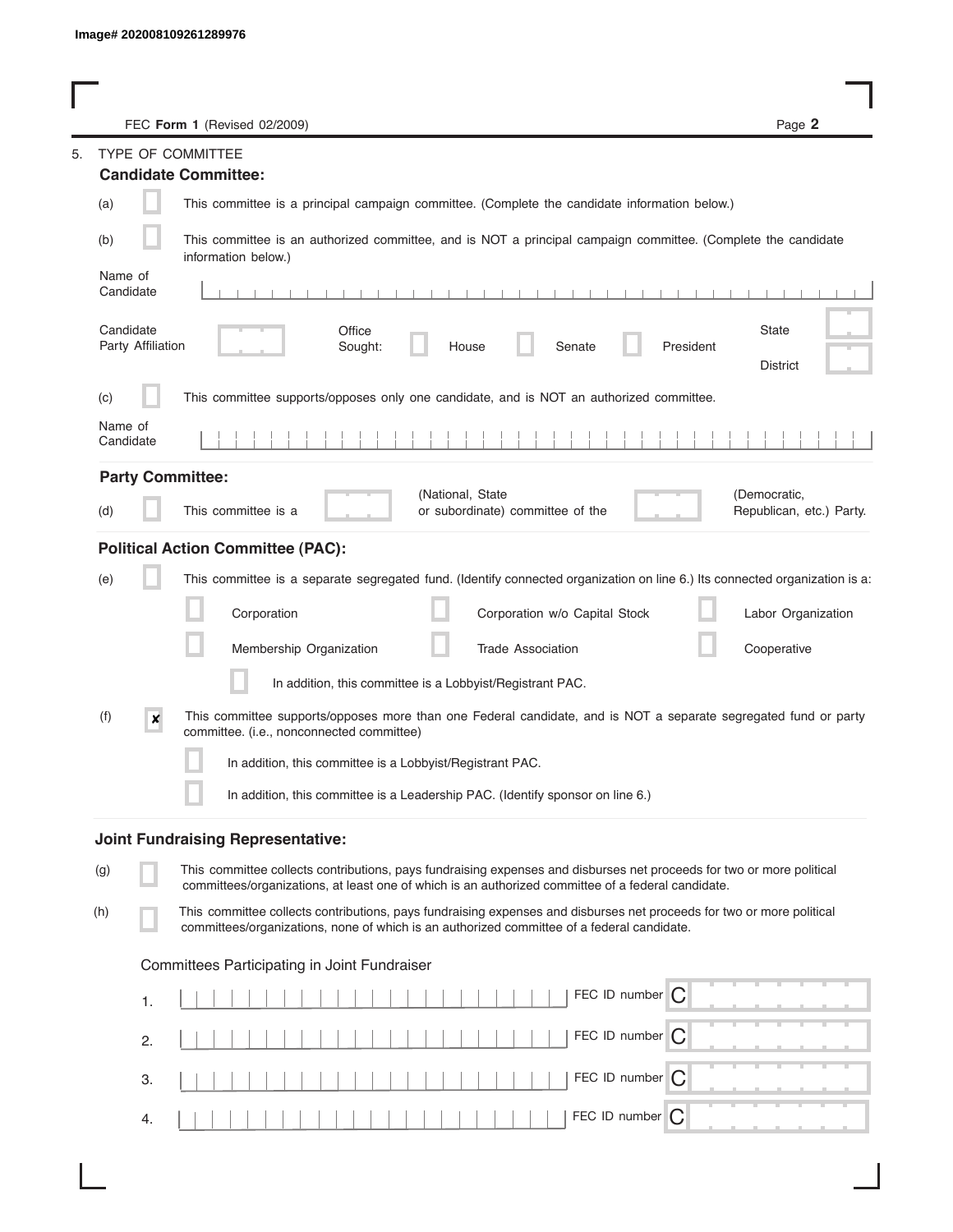Image# 202008109261289976

FEC **Form 1** (Revised 02/2009)

5. TYPE OF COMMITTEE

### Candidate Committee:

(a) ☐ This committee is a principal campaign committee. (Complete the candidate information below.)

(b) ☐ This committee is an authorized committee, and is NOT a principal campaign committee. (Complete the candidate information below.)

Name of Candidate

Candidate Party Affiliation

Office Sought: ☐ House ☐ Senate ☐ President

State

District

(c) ☐ This committee supports/opposes only one candidate, and is NOT an authorized committee.

Name of Candidate

### Party Committee:

(d) ☐ This committee is a (National, State or subordinate) committee of the (Democratic, Republican, etc.) Party.

### Political Action Committee (PAC):

(e) ☐ This committee is a separate segregated fund. (Identify connected organization on line 6.) Its connected organization is a:

☐ Corporation ☐ Corporation w/o Capital Stock ☐ Labor Organization

☐ Membership Organization ☐ Trade Association ☐ Cooperative

☐ In addition, this committee is a Lobbyist/Registrant PAC.

(f) ☒ This committee supports/opposes more than one Federal candidate, and is NOT a separate segregated fund or party committee. (i.e., nonconnected committee)

☐ In addition, this committee is a Lobbyist/Registrant PAC.

☐ In addition, this committee is a Leadership PAC. (Identify sponsor on line 6.)

### Joint Fundraising Representative:

(g) ☐ This committee collects contributions, pays fundraising expenses and disburses net proceeds for two or more political committees/organizations, at least one of which is an authorized committee of a federal candidate.

(h) ☐ This committee collects contributions, pays fundraising expenses and disburses net proceeds for two or more political committees/organizations, none of which is an authorized committee of a federal candidate.

Committees Participating in Joint Fundraiser

1. FEC ID number C
2. FEC ID number C
3. FEC ID number C
4. FEC ID number C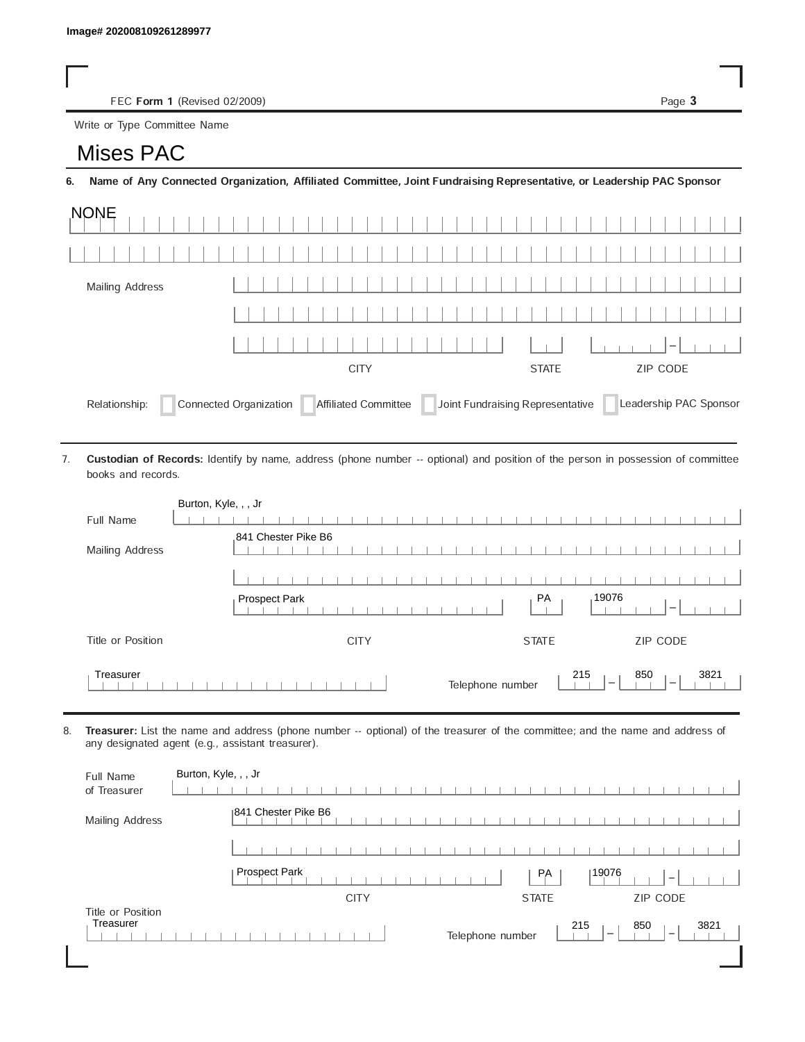Image# 202008109261289977

FEC **Form 1** (Revised 02/2009)

Write or Type Committee Name

# Mises PAC

**6. Name of Any Connected Organization, Affiliated Committee, Joint Fundraising Representative, or Leadership PAC Sponsor**

NONE

Mailing Address

CITY | STATE | ZIP CODE

Relationship: ☐ Connected Organization ☐ Affiliated Committee ☐ Joint Fundraising Representative ☐ Leadership PAC Sponsor

7. **Custodian of Records:** Identify by name, address (phone number -- optional) and position of the person in possession of committee books and records.

Full Name: Burton, Kyle, , , Jr

Mailing Address: 841 Chester Pike B6

Prospect Park | PA | 19076

CITY | STATE | ZIP CODE

Title or Position: Treasurer

Telephone number: 215 - 850 - 3821

8. **Treasurer:** List the name and address (phone number -- optional) of the treasurer of the committee; and the name and address of any designated agent (e.g., assistant treasurer).

Full Name of Treasurer: Burton, Kyle, , , Jr

Mailing Address: 841 Chester Pike B6

Prospect Park | PA | 19076

CITY | STATE | ZIP CODE

Title or Position: Treasurer

Telephone number: 215 - 850 - 3821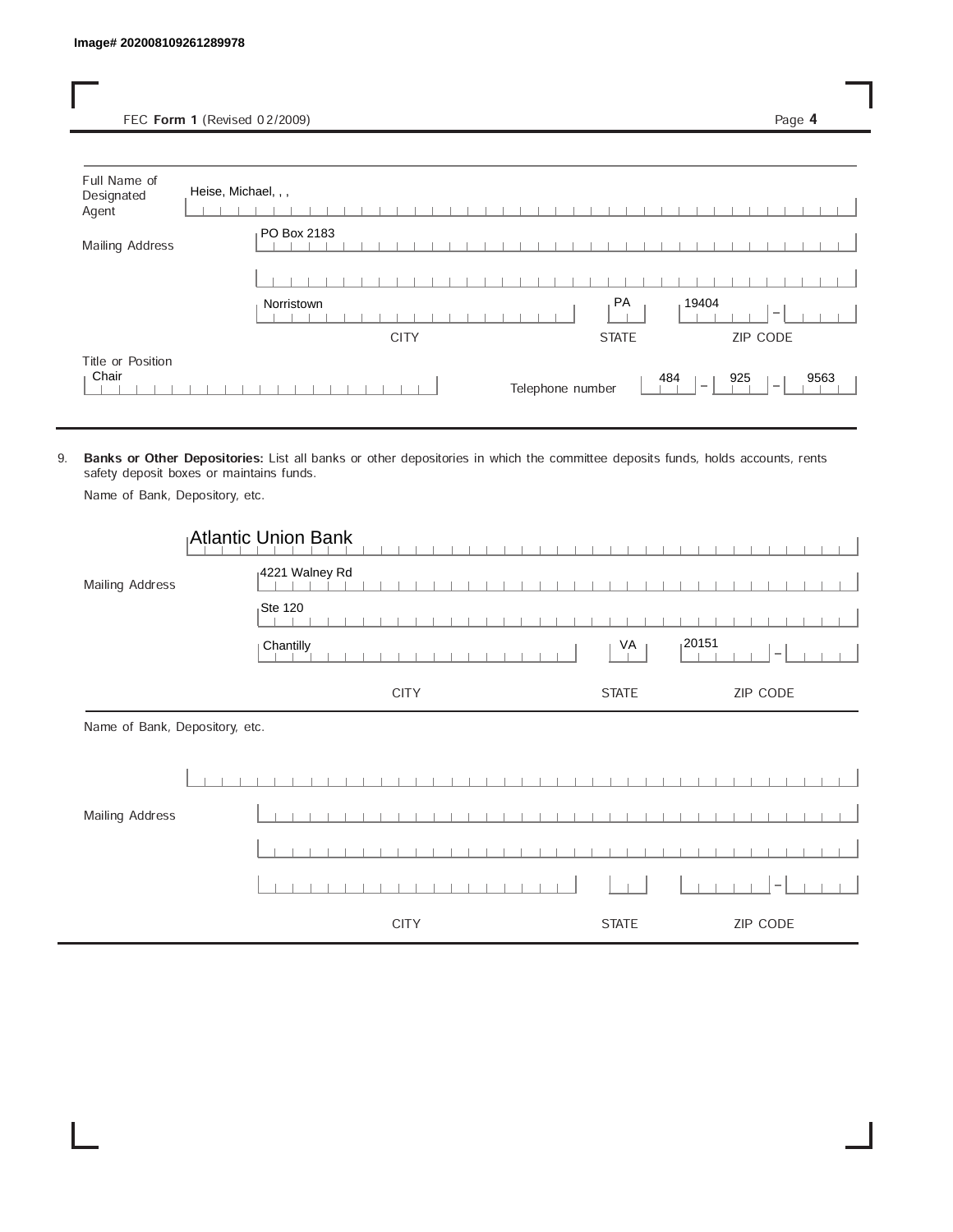Image# 202008109261289978

FEC **Form 1** (Revised 02/2009)

Full Name of Designated Agent: Heise, Michael, , ,

Mailing Address: PO Box 2183

Norristown | PA | 19404 -

CITY | STATE | ZIP CODE

Title or Position: Chair

Telephone number: 484 - 925 - 9563

9. **Banks or Other Depositories:** List all banks or other depositories in which the committee deposits funds, holds accounts, rents safety deposit boxes or maintains funds.

Name of Bank, Depository, etc.

Atlantic Union Bank

Mailing Address: 4221 Walney Rd

Ste 120

Chantilly | VA | 20151 -

CITY | STATE | ZIP CODE

Name of Bank, Depository, etc.

Mailing Address

CITY | STATE | ZIP CODE